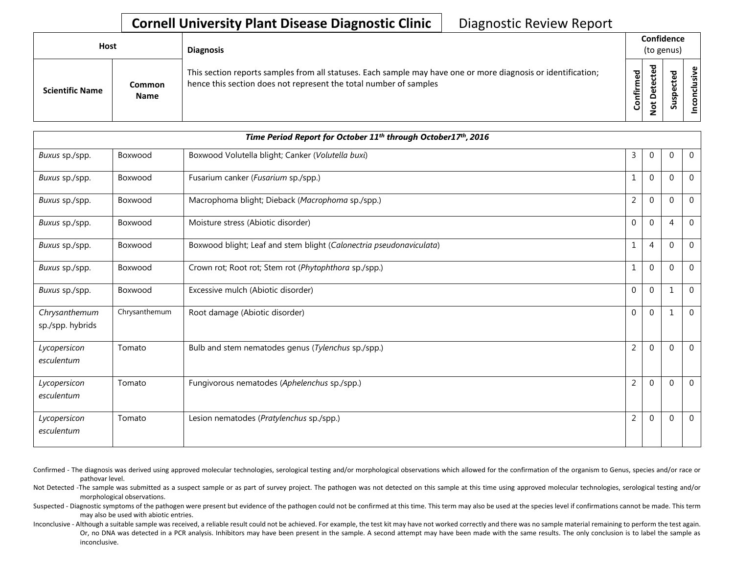# Cornell University Plant Disease Diagnostic Clinic — Diagnostic Review Report

| Host | | Diagnosis | Confidence (to genus) | | | |
|---|---|---|---|---|---|---|
| **Scientific Name** | **Common Name** | This section reports samples from all statuses. Each sample may have one or more diagnosis or identification; hence this section does not represent the total number of samples | **Confirmed** | **Not Detected** | **Suspected** | **Inconclusive** |
| ***Time Period Report for October 11th through October17th, 2016*** | | | | | | |
| *Buxus* sp./spp. | Boxwood | Boxwood Volutella blight; Canker (*Volutella buxi*) | 3 | 0 | 0 | 0 |
| *Buxus* sp./spp. | Boxwood | Fusarium canker (*Fusarium* sp./spp.) | 1 | 0 | 0 | 0 |
| *Buxus* sp./spp. | Boxwood | Macrophoma blight; Dieback (*Macrophoma* sp./spp.) | 2 | 0 | 0 | 0 |
| *Buxus* sp./spp. | Boxwood | Moisture stress (Abiotic disorder) | 0 | 0 | 4 | 0 |
| *Buxus* sp./spp. | Boxwood | Boxwood blight; Leaf and stem blight (*Calonectria pseudonaviculata*) | 1 | 4 | 0 | 0 |
| *Buxus* sp./spp. | Boxwood | Crown rot; Root rot; Stem rot (*Phytophthora* sp./spp.) | 1 | 0 | 0 | 0 |
| *Buxus* sp./spp. | Boxwood | Excessive mulch (Abiotic disorder) | 0 | 0 | 1 | 0 |
| *Chrysanthemum* sp./spp. hybrids | Chrysanthemum | Root damage (Abiotic disorder) | 0 | 0 | 1 | 0 |
| *Lycopersicon esculentum* | Tomato | Bulb and stem nematodes genus (*Tylenchus* sp./spp.) | 2 | 0 | 0 | 0 |
| *Lycopersicon esculentum* | Tomato | Fungivorous nematodes (*Aphelenchus* sp./spp.) | 2 | 0 | 0 | 0 |
| *Lycopersicon esculentum* | Tomato | Lesion nematodes (*Pratylenchus* sp./spp.) | 2 | 0 | 0 | 0 |

Confirmed - The diagnosis was derived using approved molecular technologies, serological testing and/or morphological observations which allowed for the confirmation of the organism to Genus, species and/or race or pathovar level.

Not Detected -The sample was submitted as a suspect sample or as part of survey project. The pathogen was not detected on this sample at this time using approved molecular technologies, serological testing and/or morphological observations.

Suspected - Diagnostic symptoms of the pathogen were present but evidence of the pathogen could not be confirmed at this time. This term may also be used at the species level if confirmations cannot be made. This term may also be used with abiotic entries.

Inconclusive - Although a suitable sample was received, a reliable result could not be achieved. For example, the test kit may have not worked correctly and there was no sample material remaining to perform the test again. Or, no DNA was detected in a PCR analysis. Inhibitors may have been present in the sample. A second attempt may have been made with the same results. The only conclusion is to label the sample as inconclusive.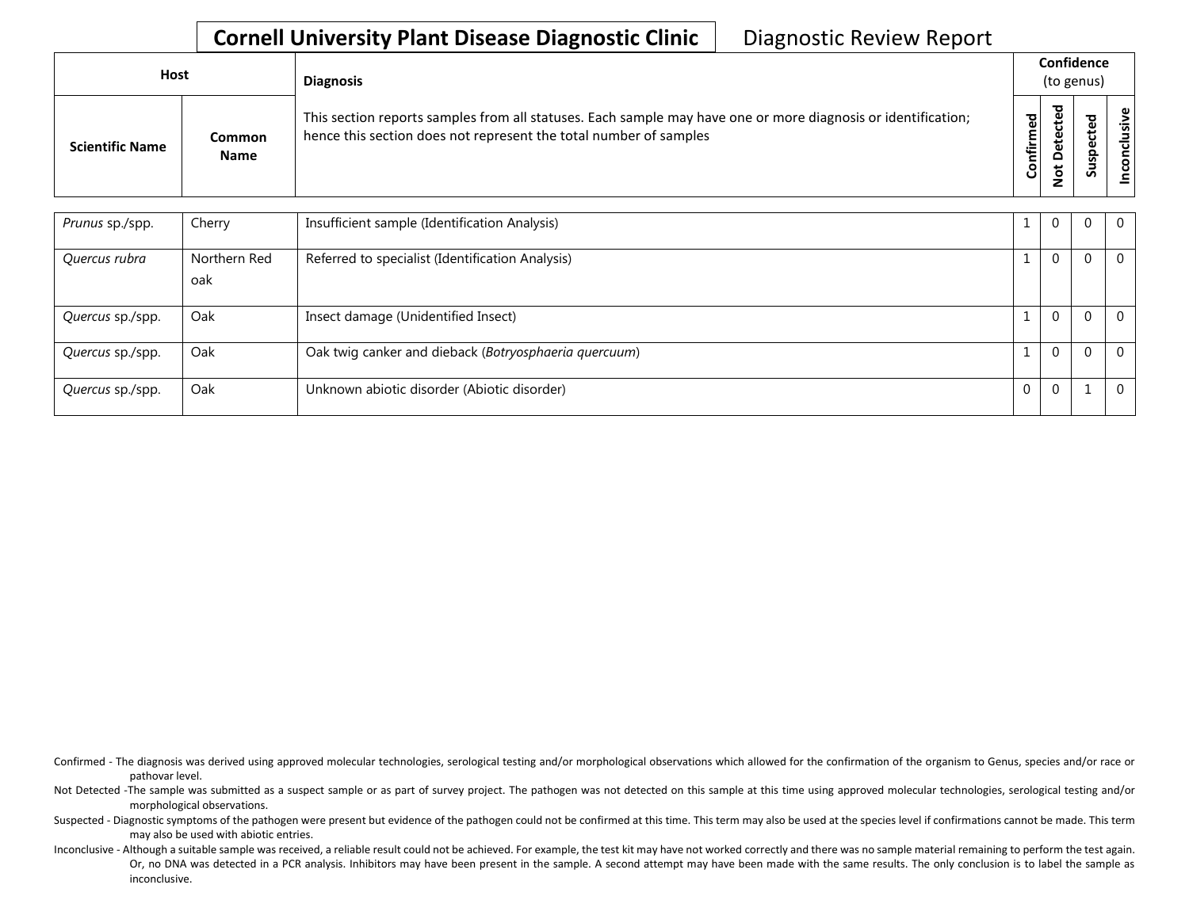# Cornell University Plant Disease Diagnostic Clinic

Diagnostic Review Report

| Host | | Diagnosis | Confidence (to genus) | | | |
|---|---|---|---|---|---|---|
| Scientific Name | Common Name | This section reports samples from all statuses. Each sample may have one or more diagnosis or identification; hence this section does not represent the total number of samples | Confirmed | Not Detected | Suspected | Inconclusive |
| *Prunus* sp./spp. | Cherry | Insufficient sample (Identification Analysis) | 1 | 0 | 0 | 0 |
| *Quercus rubra* | Northern Red oak | Referred to specialist (Identification Analysis) | 1 | 0 | 0 | 0 |
| *Quercus* sp./spp. | Oak | Insect damage (Unidentified Insect) | 1 | 0 | 0 | 0 |
| *Quercus* sp./spp. | Oak | Oak twig canker and dieback (*Botryosphaeria quercuum*) | 1 | 0 | 0 | 0 |
| *Quercus* sp./spp. | Oak | Unknown abiotic disorder (Abiotic disorder) | 0 | 0 | 1 | 0 |

Confirmed - The diagnosis was derived using approved molecular technologies, serological testing and/or morphological observations which allowed for the confirmation of the organism to Genus, species and/or race or pathovar level.

Not Detected -The sample was submitted as a suspect sample or as part of survey project. The pathogen was not detected on this sample at this time using approved molecular technologies, serological testing and/or morphological observations.

Suspected - Diagnostic symptoms of the pathogen were present but evidence of the pathogen could not be confirmed at this time. This term may also be used at the species level if confirmations cannot be made. This term may also be used with abiotic entries.

Inconclusive - Although a suitable sample was received, a reliable result could not be achieved. For example, the test kit may have not worked correctly and there was no sample material remaining to perform the test again. Or, no DNA was detected in a PCR analysis. Inhibitors may have been present in the sample. A second attempt may have been made with the same results. The only conclusion is to label the sample as inconclusive.